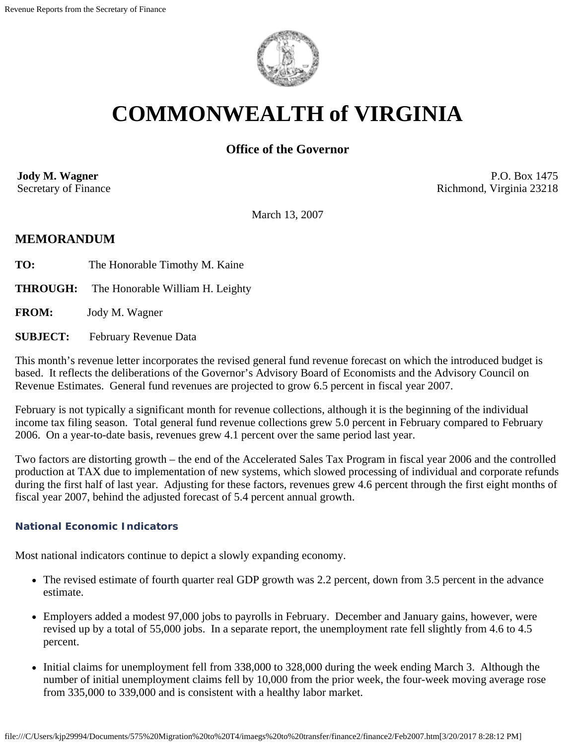# COMMONWEALTH of VIRGINIA

## Office of the Governor

**Jody M. Wagner**
Secretary of Finance

P.O. Box 1475
Richmond, Virginia 23218

March 13, 2007

## MEMORANDUM

**TO:** The Honorable Timothy M. Kaine

**THROUGH:** The Honorable William H. Leighty

**FROM:** Jody M. Wagner

**SUBJECT:** February Revenue Data

This month's revenue letter incorporates the revised general fund revenue forecast on which the introduced budget is based. It reflects the deliberations of the Governor's Advisory Board of Economists and the Advisory Council on Revenue Estimates. General fund revenues are projected to grow 6.5 percent in fiscal year 2007.

February is not typically a significant month for revenue collections, although it is the beginning of the individual income tax filing season. Total general fund revenue collections grew 5.0 percent in February compared to February 2006. On a year-to-date basis, revenues grew 4.1 percent over the same period last year.

Two factors are distorting growth – the end of the Accelerated Sales Tax Program in fiscal year 2006 and the controlled production at TAX due to implementation of new systems, which slowed processing of individual and corporate refunds during the first half of last year. Adjusting for these factors, revenues grew 4.6 percent through the first eight months of fiscal year 2007, behind the adjusted forecast of 5.4 percent annual growth.

### National Economic Indicators

Most national indicators continue to depict a slowly expanding economy.

- The revised estimate of fourth quarter real GDP growth was 2.2 percent, down from 3.5 percent in the advance estimate.
- Employers added a modest 97,000 jobs to payrolls in February. December and January gains, however, were revised up by a total of 55,000 jobs. In a separate report, the unemployment rate fell slightly from 4.6 to 4.5 percent.
- Initial claims for unemployment fell from 338,000 to 328,000 during the week ending March 3. Although the number of initial unemployment claims fell by 10,000 from the prior week, the four-week moving average rose from 335,000 to 339,000 and is consistent with a healthy labor market.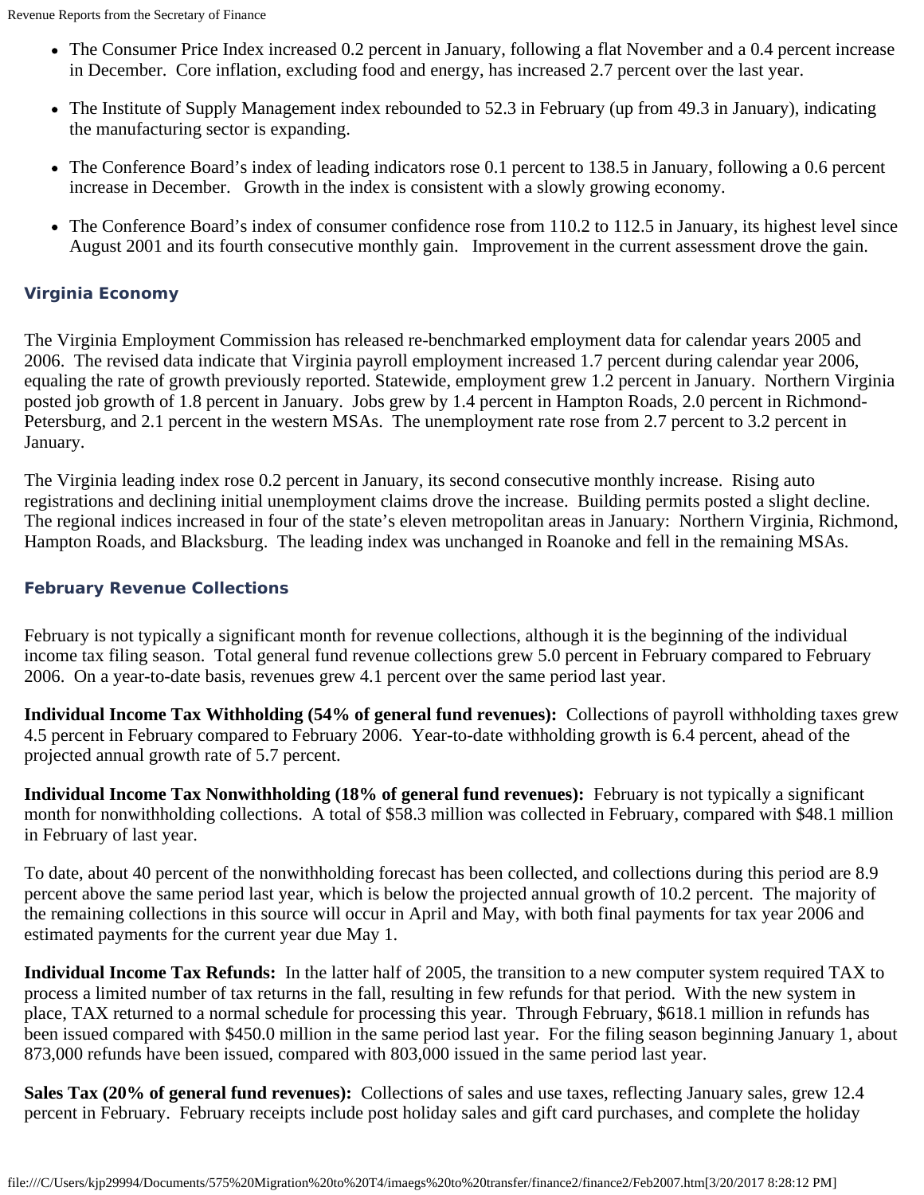- The Consumer Price Index increased 0.2 percent in January, following a flat November and a 0.4 percent increase in December. Core inflation, excluding food and energy, has increased 2.7 percent over the last year.
- The Institute of Supply Management index rebounded to 52.3 in February (up from 49.3 in January), indicating the manufacturing sector is expanding.
- The Conference Board's index of leading indicators rose 0.1 percent to 138.5 in January, following a 0.6 percent increase in December. Growth in the index is consistent with a slowly growing economy.
- The Conference Board's index of consumer confidence rose from 110.2 to 112.5 in January, its highest level since August 2001 and its fourth consecutive monthly gain. Improvement in the current assessment drove the gain.

### Virginia Economy

The Virginia Employment Commission has released re-benchmarked employment data for calendar years 2005 and 2006. The revised data indicate that Virginia payroll employment increased 1.7 percent during calendar year 2006, equaling the rate of growth previously reported. Statewide, employment grew 1.2 percent in January. Northern Virginia posted job growth of 1.8 percent in January. Jobs grew by 1.4 percent in Hampton Roads, 2.0 percent in Richmond-Petersburg, and 2.1 percent in the western MSAs. The unemployment rate rose from 2.7 percent to 3.2 percent in January.

The Virginia leading index rose 0.2 percent in January, its second consecutive monthly increase. Rising auto registrations and declining initial unemployment claims drove the increase. Building permits posted a slight decline. The regional indices increased in four of the state's eleven metropolitan areas in January: Northern Virginia, Richmond, Hampton Roads, and Blacksburg. The leading index was unchanged in Roanoke and fell in the remaining MSAs.

### February Revenue Collections

February is not typically a significant month for revenue collections, although it is the beginning of the individual income tax filing season. Total general fund revenue collections grew 5.0 percent in February compared to February 2006. On a year-to-date basis, revenues grew 4.1 percent over the same period last year.

**Individual Income Tax Withholding (54% of general fund revenues):** Collections of payroll withholding taxes grew 4.5 percent in February compared to February 2006. Year-to-date withholding growth is 6.4 percent, ahead of the projected annual growth rate of 5.7 percent.

**Individual Income Tax Nonwithholding (18% of general fund revenues):** February is not typically a significant month for nonwithholding collections. A total of $58.3 million was collected in February, compared with $48.1 million in February of last year.

To date, about 40 percent of the nonwithholding forecast has been collected, and collections during this period are 8.9 percent above the same period last year, which is below the projected annual growth of 10.2 percent. The majority of the remaining collections in this source will occur in April and May, with both final payments for tax year 2006 and estimated payments for the current year due May 1.

**Individual Income Tax Refunds:** In the latter half of 2005, the transition to a new computer system required TAX to process a limited number of tax returns in the fall, resulting in few refunds for that period. With the new system in place, TAX returned to a normal schedule for processing this year. Through February, $618.1 million in refunds has been issued compared with $450.0 million in the same period last year. For the filing season beginning January 1, about 873,000 refunds have been issued, compared with 803,000 issued in the same period last year.

**Sales Tax (20% of general fund revenues):** Collections of sales and use taxes, reflecting January sales, grew 12.4 percent in February. February receipts include post holiday sales and gift card purchases, and complete the holiday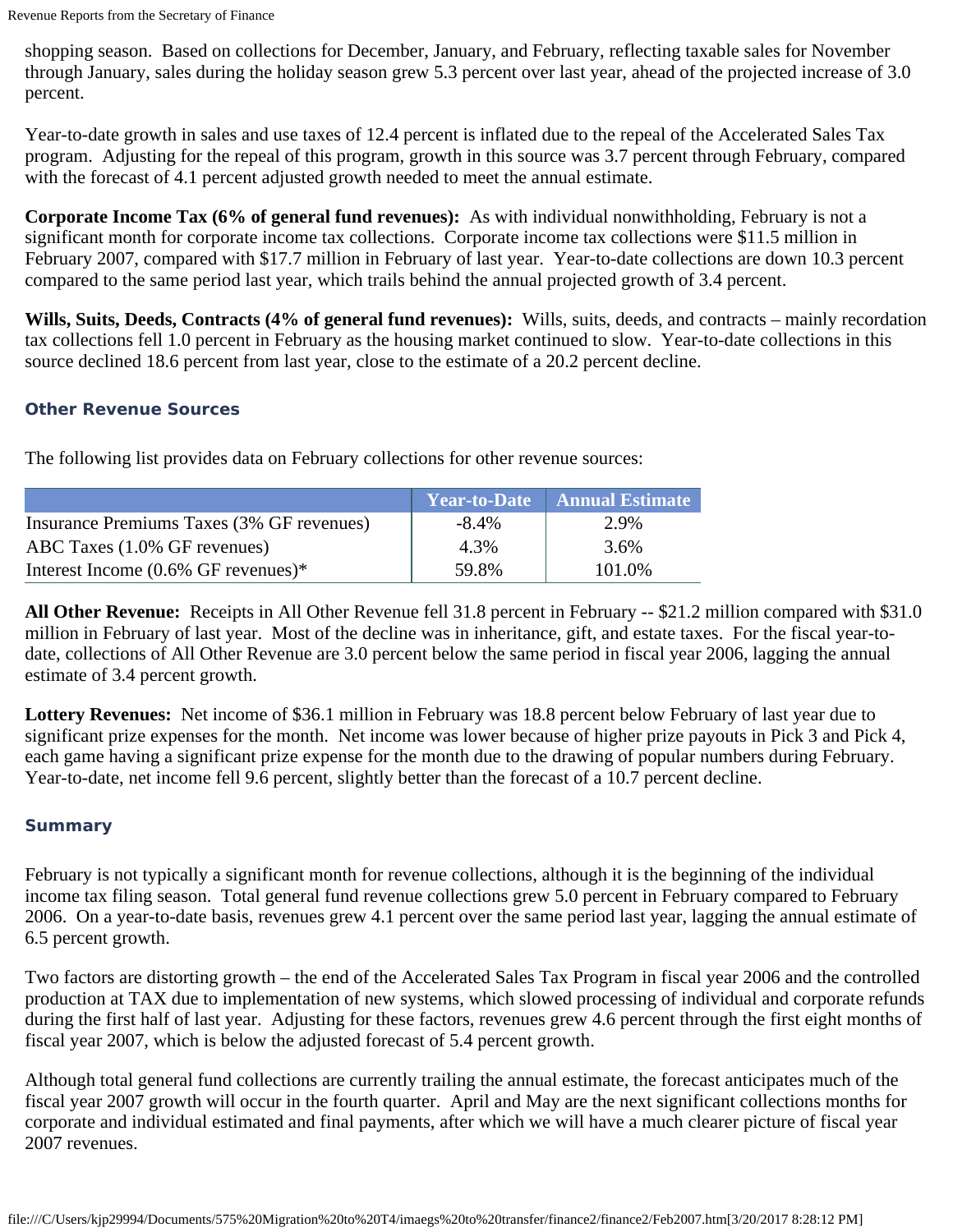shopping season. Based on collections for December, January, and February, reflecting taxable sales for November through January, sales during the holiday season grew 5.3 percent over last year, ahead of the projected increase of 3.0 percent.

Year-to-date growth in sales and use taxes of 12.4 percent is inflated due to the repeal of the Accelerated Sales Tax program. Adjusting for the repeal of this program, growth in this source was 3.7 percent through February, compared with the forecast of 4.1 percent adjusted growth needed to meet the annual estimate.

**Corporate Income Tax (6% of general fund revenues):** As with individual nonwithholding, February is not a significant month for corporate income tax collections. Corporate income tax collections were $11.5 million in February 2007, compared with $17.7 million in February of last year. Year-to-date collections are down 10.3 percent compared to the same period last year, which trails behind the annual projected growth of 3.4 percent.

**Wills, Suits, Deeds, Contracts (4% of general fund revenues):** Wills, suits, deeds, and contracts – mainly recordation tax collections fell 1.0 percent in February as the housing market continued to slow. Year-to-date collections in this source declined 18.6 percent from last year, close to the estimate of a 20.2 percent decline.

### Other Revenue Sources

The following list provides data on February collections for other revenue sources:

| | Year-to-Date | Annual Estimate |
|---|---|---|
| Insurance Premiums Taxes (3% GF revenues) | -8.4% | 2.9% |
| ABC Taxes (1.0% GF revenues) | 4.3% | 3.6% |
| Interest Income (0.6% GF revenues)* | 59.8% | 101.0% |

**All Other Revenue:** Receipts in All Other Revenue fell 31.8 percent in February -- $21.2 million compared with $31.0 million in February of last year. Most of the decline was in inheritance, gift, and estate taxes. For the fiscal year-to-date, collections of All Other Revenue are 3.0 percent below the same period in fiscal year 2006, lagging the annual estimate of 3.4 percent growth.

**Lottery Revenues:** Net income of $36.1 million in February was 18.8 percent below February of last year due to significant prize expenses for the month. Net income was lower because of higher prize payouts in Pick 3 and Pick 4, each game having a significant prize expense for the month due to the drawing of popular numbers during February. Year-to-date, net income fell 9.6 percent, slightly better than the forecast of a 10.7 percent decline.

### Summary

February is not typically a significant month for revenue collections, although it is the beginning of the individual income tax filing season. Total general fund revenue collections grew 5.0 percent in February compared to February 2006. On a year-to-date basis, revenues grew 4.1 percent over the same period last year, lagging the annual estimate of 6.5 percent growth.

Two factors are distorting growth – the end of the Accelerated Sales Tax Program in fiscal year 2006 and the controlled production at TAX due to implementation of new systems, which slowed processing of individual and corporate refunds during the first half of last year. Adjusting for these factors, revenues grew 4.6 percent through the first eight months of fiscal year 2007, which is below the adjusted forecast of 5.4 percent growth.

Although total general fund collections are currently trailing the annual estimate, the forecast anticipates much of the fiscal year 2007 growth will occur in the fourth quarter. April and May are the next significant collections months for corporate and individual estimated and final payments, after which we will have a much clearer picture of fiscal year 2007 revenues.